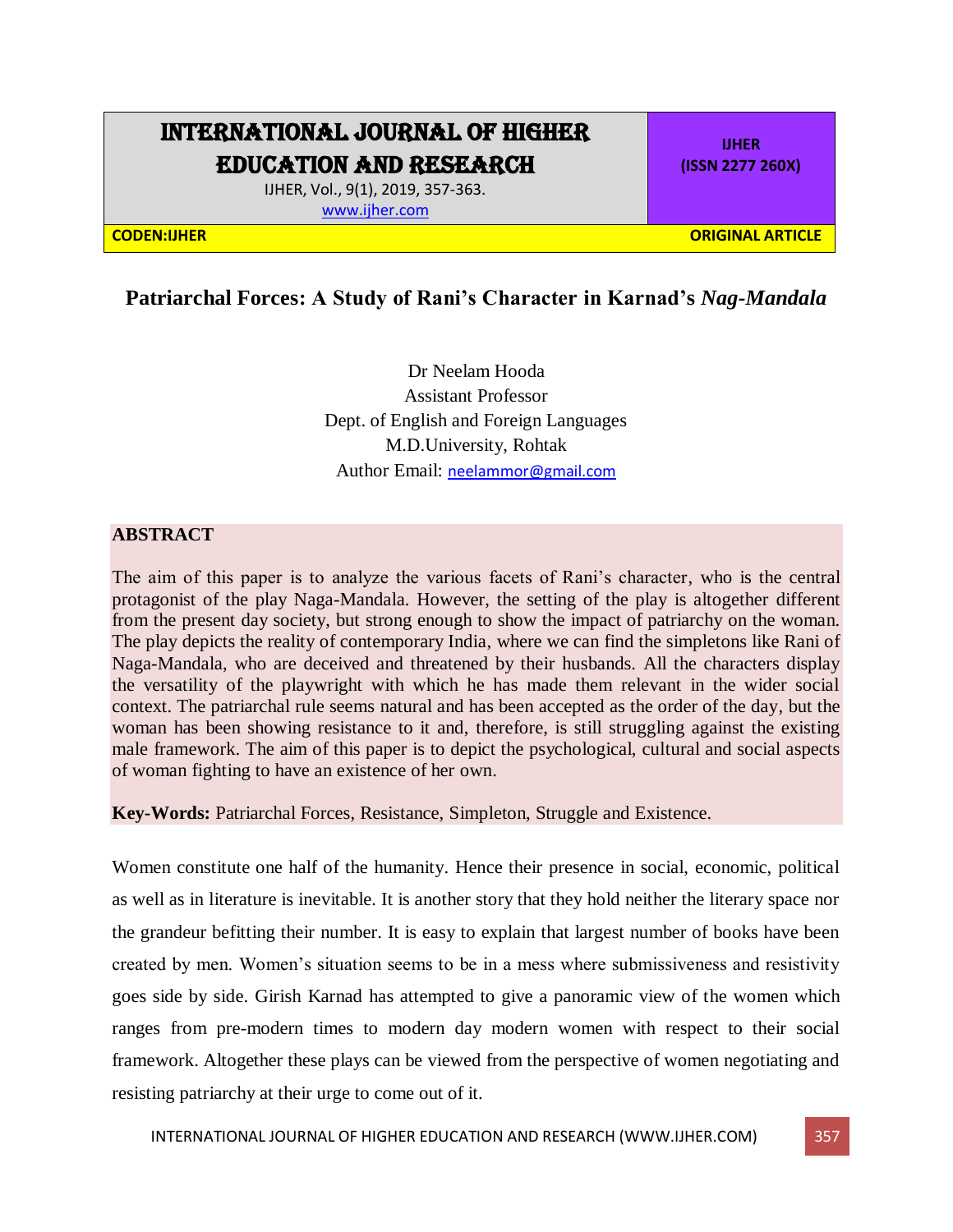# Patriarchal Forces: A Study of Rani's Character in Karnad's *Nag-Mandala*

Dr Neelam Hooda
Assistant Professor
Dept. of English and Foreign Languages
M.D.University, Rohtak
Author Email: neelammor@gmail.com

## ABSTRACT

The aim of this paper is to analyze the various facets of Rani's character, who is the central protagonist of the play Naga-Mandala. However, the setting of the play is altogether different from the present day society, but strong enough to show the impact of patriarchy on the woman. The play depicts the reality of contemporary India, where we can find the simpletons like Rani of Naga-Mandala, who are deceived and threatened by their husbands. All the characters display the versatility of the playwright with which he has made them relevant in the wider social context. The patriarchal rule seems natural and has been accepted as the order of the day, but the woman has been showing resistance to it and, therefore, is still struggling against the existing male framework. The aim of this paper is to depict the psychological, cultural and social aspects of woman fighting to have an existence of her own.

**Key-Words:** Patriarchal Forces, Resistance, Simpleton, Struggle and Existence.

Women constitute one half of the humanity. Hence their presence in social, economic, political as well as in literature is inevitable. It is another story that they hold neither the literary space nor the grandeur befitting their number. It is easy to explain that largest number of books have been created by men. Women's situation seems to be in a mess where submissiveness and resistivity goes side by side. Girish Karnad has attempted to give a panoramic view of the women which ranges from pre-modern times to modern day modern women with respect to their social framework. Altogether these plays can be viewed from the perspective of women negotiating and resisting patriarchy at their urge to come out of it.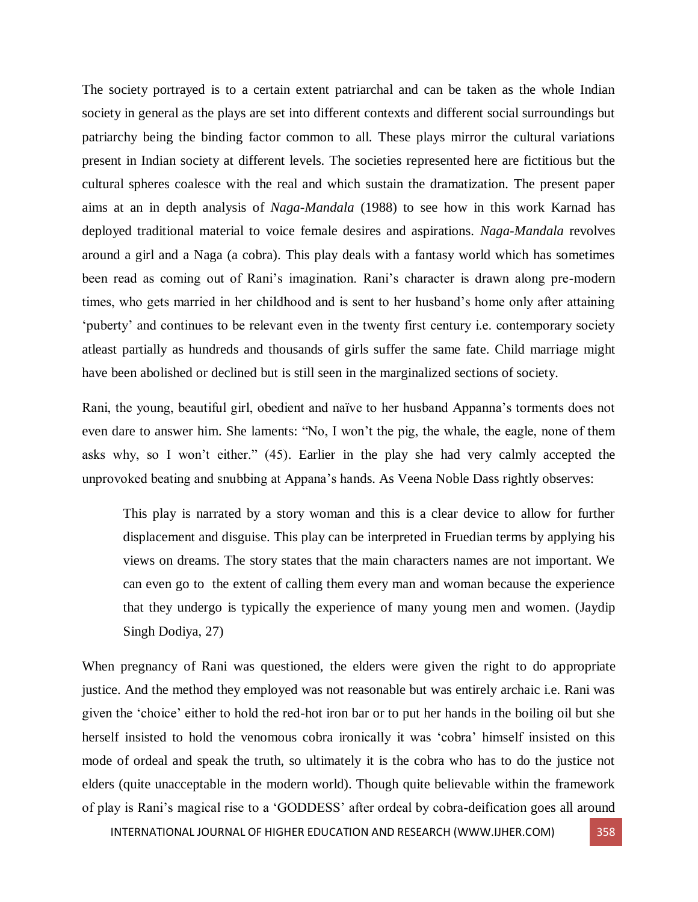The society portrayed is to a certain extent patriarchal and can be taken as the whole Indian society in general as the plays are set into different contexts and different social surroundings but patriarchy being the binding factor common to all. These plays mirror the cultural variations present in Indian society at different levels. The societies represented here are fictitious but the cultural spheres coalesce with the real and which sustain the dramatization. The present paper aims at an in depth analysis of *Naga-Mandala* (1988) to see how in this work Karnad has deployed traditional material to voice female desires and aspirations. *Naga-Mandala* revolves around a girl and a Naga (a cobra). This play deals with a fantasy world which has sometimes been read as coming out of Rani's imagination. Rani's character is drawn along pre-modern times, who gets married in her childhood and is sent to her husband's home only after attaining 'puberty' and continues to be relevant even in the twenty first century i.e. contemporary society atleast partially as hundreds and thousands of girls suffer the same fate. Child marriage might have been abolished or declined but is still seen in the marginalized sections of society.

Rani, the young, beautiful girl, obedient and naïve to her husband Appanna's torments does not even dare to answer him. She laments: "No, I won't the pig, the whale, the eagle, none of them asks why, so I won't either." (45). Earlier in the play she had very calmly accepted the unprovoked beating and snubbing at Appana's hands. As Veena Noble Dass rightly observes:

> This play is narrated by a story woman and this is a clear device to allow for further displacement and disguise. This play can be interpreted in Fruedian terms by applying his views on dreams. The story states that the main characters names are not important. We can even go to the extent of calling them every man and woman because the experience that they undergo is typically the experience of many young men and women. (Jaydip Singh Dodiya, 27)

When pregnancy of Rani was questioned, the elders were given the right to do appropriate justice. And the method they employed was not reasonable but was entirely archaic i.e. Rani was given the 'choice' either to hold the red-hot iron bar or to put her hands in the boiling oil but she herself insisted to hold the venomous cobra ironically it was 'cobra' himself insisted on this mode of ordeal and speak the truth, so ultimately it is the cobra who has to do the justice not elders (quite unacceptable in the modern world). Though quite believable within the framework of play is Rani's magical rise to a 'GODDESS' after ordeal by cobra-deification goes all around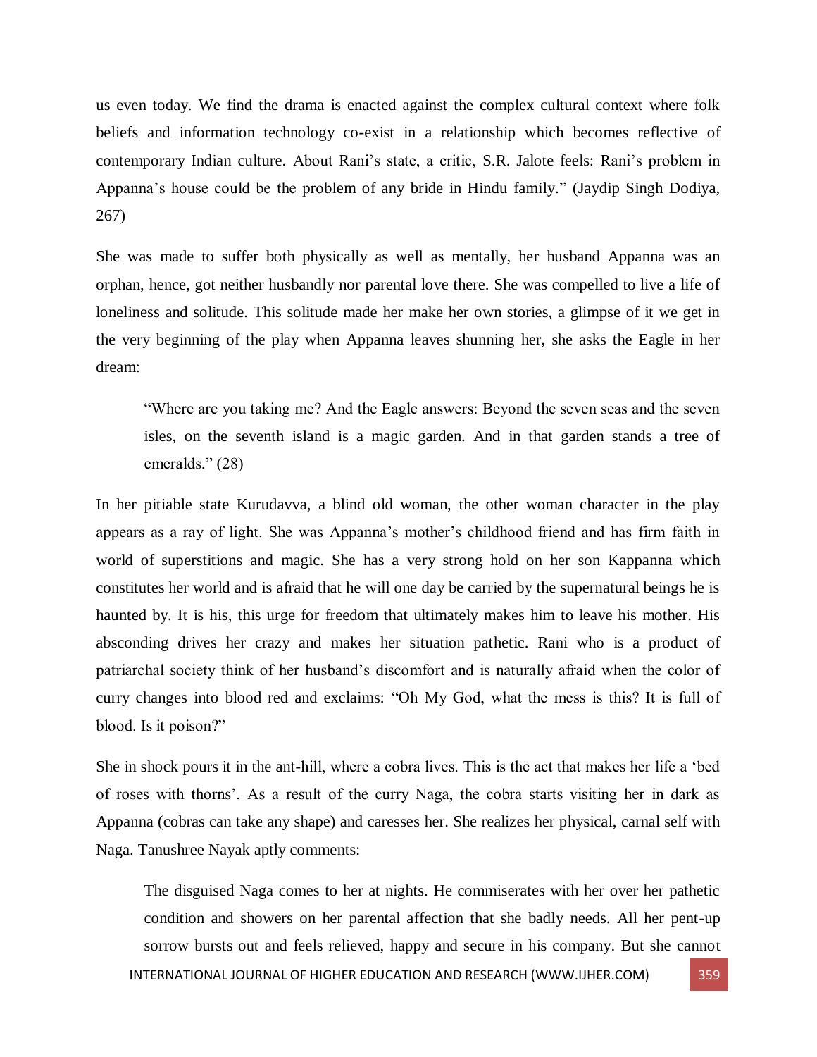us even today. We find the drama is enacted against the complex cultural context where folk beliefs and information technology co-exist in a relationship which becomes reflective of contemporary Indian culture. About Rani's state, a critic, S.R. Jalote feels: Rani's problem in Appanna's house could be the problem of any bride in Hindu family." (Jaydip Singh Dodiya, 267)

She was made to suffer both physically as well as mentally, her husband Appanna was an orphan, hence, got neither husbandly nor parental love there. She was compelled to live a life of loneliness and solitude. This solitude made her make her own stories, a glimpse of it we get in the very beginning of the play when Appanna leaves shunning her, she asks the Eagle in her dream:

> "Where are you taking me? And the Eagle answers: Beyond the seven seas and the seven isles, on the seventh island is a magic garden. And in that garden stands a tree of emeralds." (28)

In her pitiable state Kurudavva, a blind old woman, the other woman character in the play appears as a ray of light. She was Appanna's mother's childhood friend and has firm faith in world of superstitions and magic. She has a very strong hold on her son Kappanna which constitutes her world and is afraid that he will one day be carried by the supernatural beings he is haunted by. It is his, this urge for freedom that ultimately makes him to leave his mother. His absconding drives her crazy and makes her situation pathetic. Rani who is a product of patriarchal society think of her husband's discomfort and is naturally afraid when the color of curry changes into blood red and exclaims: "Oh My God, what the mess is this? It is full of blood. Is it poison?"

She in shock pours it in the ant-hill, where a cobra lives. This is the act that makes her life a 'bed of roses with thorns'. As a result of the curry Naga, the cobra starts visiting her in dark as Appanna (cobras can take any shape) and caresses her. She realizes her physical, carnal self with Naga. Tanushree Nayak aptly comments:

> The disguised Naga comes to her at nights. He commiserates with her over her pathetic condition and showers on her parental affection that she badly needs. All her pent-up sorrow bursts out and feels relieved, happy and secure in his company. But she cannot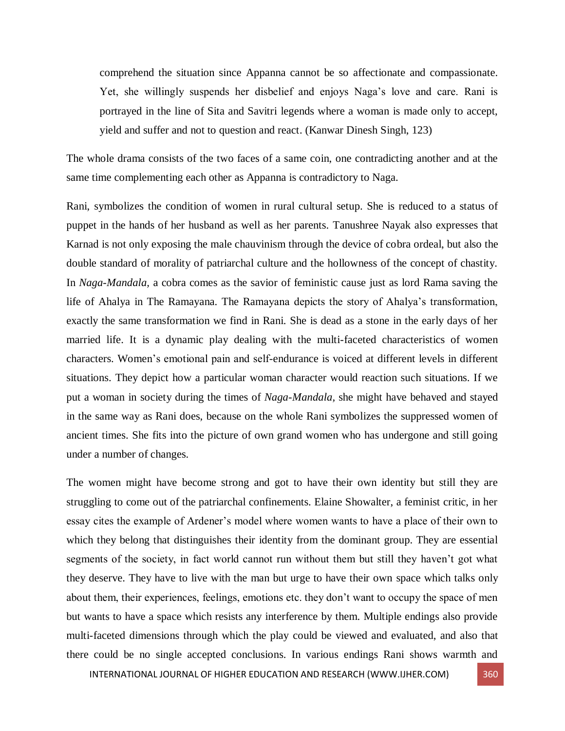> comprehend the situation since Appanna cannot be so affectionate and compassionate. Yet, she willingly suspends her disbelief and enjoys Naga's love and care. Rani is portrayed in the line of Sita and Savitri legends where a woman is made only to accept, yield and suffer and not to question and react. (Kanwar Dinesh Singh, 123)

The whole drama consists of the two faces of a same coin, one contradicting another and at the same time complementing each other as Appanna is contradictory to Naga.

Rani, symbolizes the condition of women in rural cultural setup. She is reduced to a status of puppet in the hands of her husband as well as her parents. Tanushree Nayak also expresses that Karnad is not only exposing the male chauvinism through the device of cobra ordeal, but also the double standard of morality of patriarchal culture and the hollowness of the concept of chastity. In *Naga-Mandala,* a cobra comes as the savior of feministic cause just as lord Rama saving the life of Ahalya in The Ramayana. The Ramayana depicts the story of Ahalya's transformation, exactly the same transformation we find in Rani. She is dead as a stone in the early days of her married life. It is a dynamic play dealing with the multi-faceted characteristics of women characters. Women's emotional pain and self-endurance is voiced at different levels in different situations. They depict how a particular woman character would reaction such situations. If we put a woman in society during the times of *Naga-Mandala,* she might have behaved and stayed in the same way as Rani does, because on the whole Rani symbolizes the suppressed women of ancient times. She fits into the picture of own grand women who has undergone and still going under a number of changes.

The women might have become strong and got to have their own identity but still they are struggling to come out of the patriarchal confinements. Elaine Showalter, a feminist critic, in her essay cites the example of Ardener's model where women wants to have a place of their own to which they belong that distinguishes their identity from the dominant group. They are essential segments of the society, in fact world cannot run without them but still they haven't got what they deserve. They have to live with the man but urge to have their own space which talks only about them, their experiences, feelings, emotions etc. they don't want to occupy the space of men but wants to have a space which resists any interference by them. Multiple endings also provide multi-faceted dimensions through which the play could be viewed and evaluated, and also that there could be no single accepted conclusions. In various endings Rani shows warmth and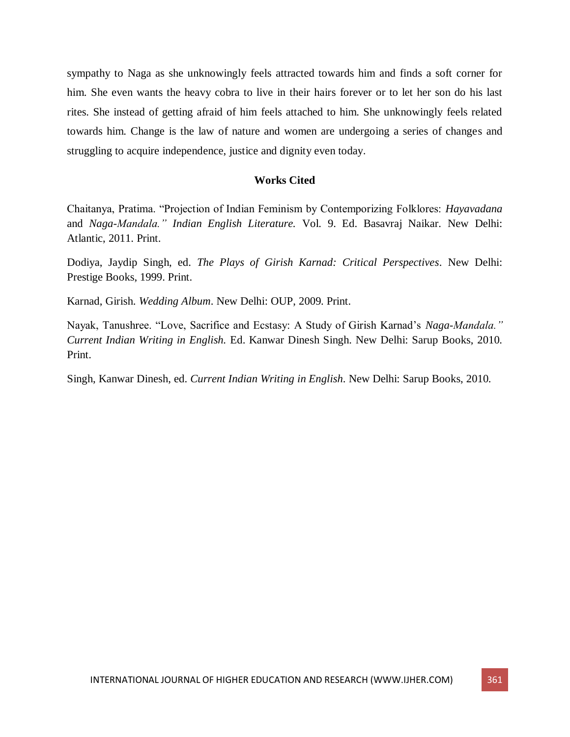sympathy to Naga as she unknowingly feels attracted towards him and finds a soft corner for him. She even wants the heavy cobra to live in their hairs forever or to let her son do his last rites. She instead of getting afraid of him feels attached to him. She unknowingly feels related towards him. Change is the law of nature and women are undergoing a series of changes and struggling to acquire independence, justice and dignity even today.

**Works Cited**

Chaitanya, Pratima. "Projection of Indian Feminism by Contemporizing Folklores: *Hayavadana* and *Naga-Mandala." Indian English Literature.* Vol. 9. Ed. Basavraj Naikar. New Delhi: Atlantic, 2011. Print.

Dodiya, Jaydip Singh, ed. *The Plays of Girish Karnad: Critical Perspectives*. New Delhi: Prestige Books, 1999. Print.

Karnad, Girish. *Wedding Album*. New Delhi: OUP, 2009. Print.

Nayak, Tanushree. "Love, Sacrifice and Ecstasy: A Study of Girish Karnad's *Naga-Mandala." Current Indian Writing in English.* Ed. Kanwar Dinesh Singh. New Delhi: Sarup Books, 2010. Print.

Singh, Kanwar Dinesh, ed. *Current Indian Writing in English*. New Delhi: Sarup Books, 2010.